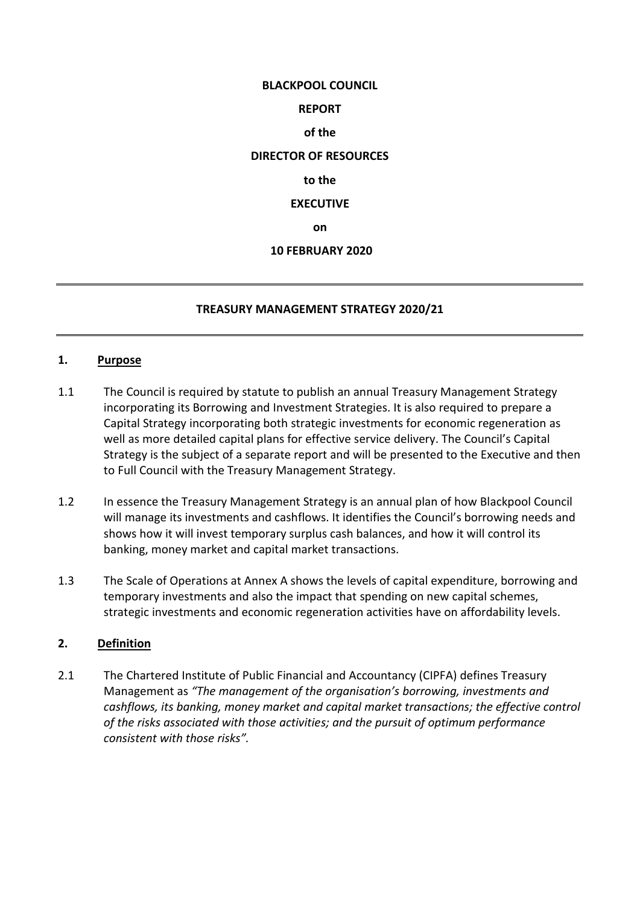**BLACKPOOL COUNCIL**

**REPORT**

**of the**

**DIRECTOR OF RESOURCES**

**to the**

**EXECUTIVE**

**on**

**10 FEBRUARY 2020**

---

# TREASURY MANAGEMENT STRATEGY 2020/21

---

## 1. Purpose

1.1 The Council is required by statute to publish an annual Treasury Management Strategy incorporating its Borrowing and Investment Strategies. It is also required to prepare a Capital Strategy incorporating both strategic investments for economic regeneration as well as more detailed capital plans for effective service delivery. The Council's Capital Strategy is the subject of a separate report and will be presented to the Executive and then to Full Council with the Treasury Management Strategy.

1.2 In essence the Treasury Management Strategy is an annual plan of how Blackpool Council will manage its investments and cashflows. It identifies the Council's borrowing needs and shows how it will invest temporary surplus cash balances, and how it will control its banking, money market and capital market transactions.

1.3 The Scale of Operations at Annex A shows the levels of capital expenditure, borrowing and temporary investments and also the impact that spending on new capital schemes, strategic investments and economic regeneration activities have on affordability levels.

## 2. Definition

2.1 The Chartered Institute of Public Financial and Accountancy (CIPFA) defines Treasury Management as *"The management of the organisation's borrowing, investments and cashflows, its banking, money market and capital market transactions; the effective control of the risks associated with those activities; and the pursuit of optimum performance consistent with those risks".*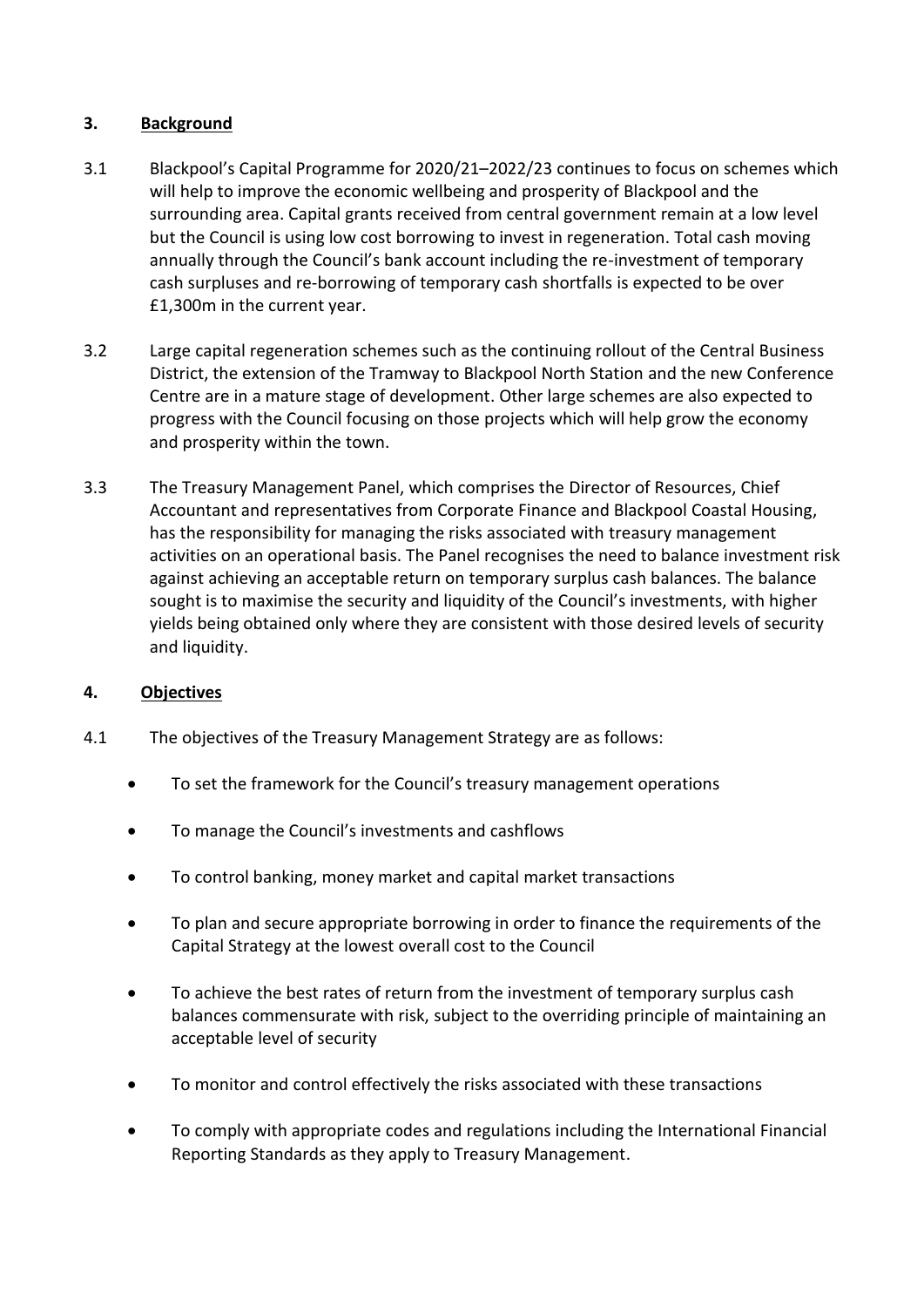## 3. Background

3.1 Blackpool's Capital Programme for 2020/21–2022/23 continues to focus on schemes which will help to improve the economic wellbeing and prosperity of Blackpool and the surrounding area. Capital grants received from central government remain at a low level but the Council is using low cost borrowing to invest in regeneration. Total cash moving annually through the Council's bank account including the re-investment of temporary cash surpluses and re-borrowing of temporary cash shortfalls is expected to be over £1,300m in the current year.

3.2 Large capital regeneration schemes such as the continuing rollout of the Central Business District, the extension of the Tramway to Blackpool North Station and the new Conference Centre are in a mature stage of development. Other large schemes are also expected to progress with the Council focusing on those projects which will help grow the economy and prosperity within the town.

3.3 The Treasury Management Panel, which comprises the Director of Resources, Chief Accountant and representatives from Corporate Finance and Blackpool Coastal Housing, has the responsibility for managing the risks associated with treasury management activities on an operational basis. The Panel recognises the need to balance investment risk against achieving an acceptable return on temporary surplus cash balances. The balance sought is to maximise the security and liquidity of the Council's investments, with higher yields being obtained only where they are consistent with those desired levels of security and liquidity.

## 4. Objectives

4.1 The objectives of the Treasury Management Strategy are as follows:

- To set the framework for the Council's treasury management operations
- To manage the Council's investments and cashflows
- To control banking, money market and capital market transactions
- To plan and secure appropriate borrowing in order to finance the requirements of the Capital Strategy at the lowest overall cost to the Council
- To achieve the best rates of return from the investment of temporary surplus cash balances commensurate with risk, subject to the overriding principle of maintaining an acceptable level of security
- To monitor and control effectively the risks associated with these transactions
- To comply with appropriate codes and regulations including the International Financial Reporting Standards as they apply to Treasury Management.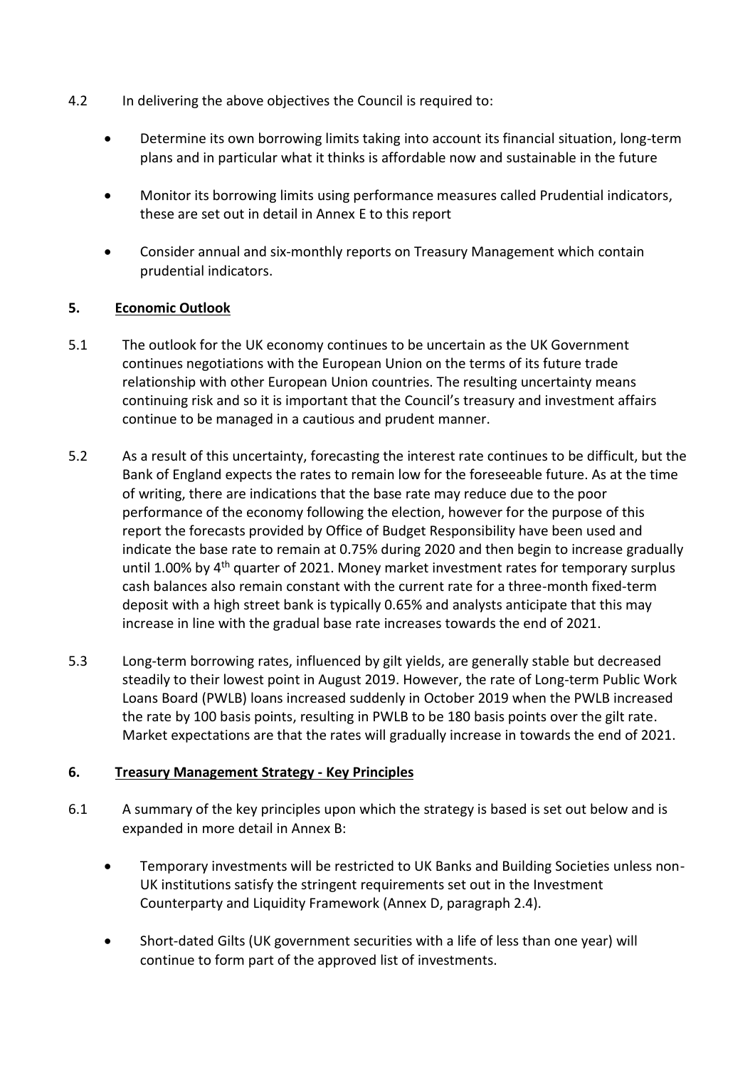4.2 In delivering the above objectives the Council is required to:

- Determine its own borrowing limits taking into account its financial situation, long-term plans and in particular what it thinks is affordable now and sustainable in the future
- Monitor its borrowing limits using performance measures called Prudential indicators, these are set out in detail in Annex E to this report
- Consider annual and six-monthly reports on Treasury Management which contain prudential indicators.

## 5. Economic Outlook

5.1 The outlook for the UK economy continues to be uncertain as the UK Government continues negotiations with the European Union on the terms of its future trade relationship with other European Union countries. The resulting uncertainty means continuing risk and so it is important that the Council's treasury and investment affairs continue to be managed in a cautious and prudent manner.

5.2 As a result of this uncertainty, forecasting the interest rate continues to be difficult, but the Bank of England expects the rates to remain low for the foreseeable future. As at the time of writing, there are indications that the base rate may reduce due to the poor performance of the economy following the election, however for the purpose of this report the forecasts provided by Office of Budget Responsibility have been used and indicate the base rate to remain at 0.75% during 2020 and then begin to increase gradually until 1.00% by 4th quarter of 2021. Money market investment rates for temporary surplus cash balances also remain constant with the current rate for a three-month fixed-term deposit with a high street bank is typically 0.65% and analysts anticipate that this may increase in line with the gradual base rate increases towards the end of 2021.

5.3 Long-term borrowing rates, influenced by gilt yields, are generally stable but decreased steadily to their lowest point in August 2019. However, the rate of Long-term Public Work Loans Board (PWLB) loans increased suddenly in October 2019 when the PWLB increased the rate by 100 basis points, resulting in PWLB to be 180 basis points over the gilt rate. Market expectations are that the rates will gradually increase in towards the end of 2021.

## 6. Treasury Management Strategy - Key Principles

6.1 A summary of the key principles upon which the strategy is based is set out below and is expanded in more detail in Annex B:

- Temporary investments will be restricted to UK Banks and Building Societies unless non-UK institutions satisfy the stringent requirements set out in the Investment Counterparty and Liquidity Framework (Annex D, paragraph 2.4).
- Short-dated Gilts (UK government securities with a life of less than one year) will continue to form part of the approved list of investments.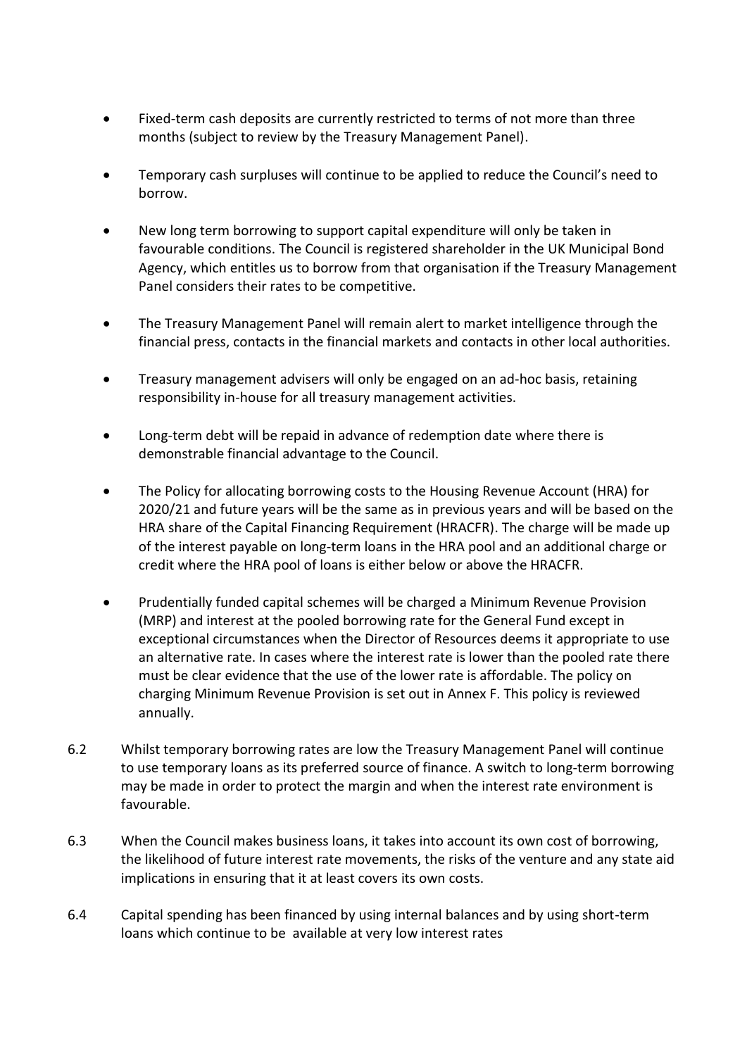- Fixed-term cash deposits are currently restricted to terms of not more than three months (subject to review by the Treasury Management Panel).

- Temporary cash surpluses will continue to be applied to reduce the Council's need to borrow.

- New long term borrowing to support capital expenditure will only be taken in favourable conditions. The Council is registered shareholder in the UK Municipal Bond Agency, which entitles us to borrow from that organisation if the Treasury Management Panel considers their rates to be competitive.

- The Treasury Management Panel will remain alert to market intelligence through the financial press, contacts in the financial markets and contacts in other local authorities.

- Treasury management advisers will only be engaged on an ad-hoc basis, retaining responsibility in-house for all treasury management activities.

- Long-term debt will be repaid in advance of redemption date where there is demonstrable financial advantage to the Council.

- The Policy for allocating borrowing costs to the Housing Revenue Account (HRA) for 2020/21 and future years will be the same as in previous years and will be based on the HRA share of the Capital Financing Requirement (HRACFR). The charge will be made up of the interest payable on long-term loans in the HRA pool and an additional charge or credit where the HRA pool of loans is either below or above the HRACFR.

- Prudentially funded capital schemes will be charged a Minimum Revenue Provision (MRP) and interest at the pooled borrowing rate for the General Fund except in exceptional circumstances when the Director of Resources deems it appropriate to use an alternative rate. In cases where the interest rate is lower than the pooled rate there must be clear evidence that the use of the lower rate is affordable. The policy on charging Minimum Revenue Provision is set out in Annex F. This policy is reviewed annually.

6.2 Whilst temporary borrowing rates are low the Treasury Management Panel will continue to use temporary loans as its preferred source of finance. A switch to long-term borrowing may be made in order to protect the margin and when the interest rate environment is favourable.

6.3 When the Council makes business loans, it takes into account its own cost of borrowing, the likelihood of future interest rate movements, the risks of the venture and any state aid implications in ensuring that it at least covers its own costs.

6.4 Capital spending has been financed by using internal balances and by using short-term loans which continue to be available at very low interest rates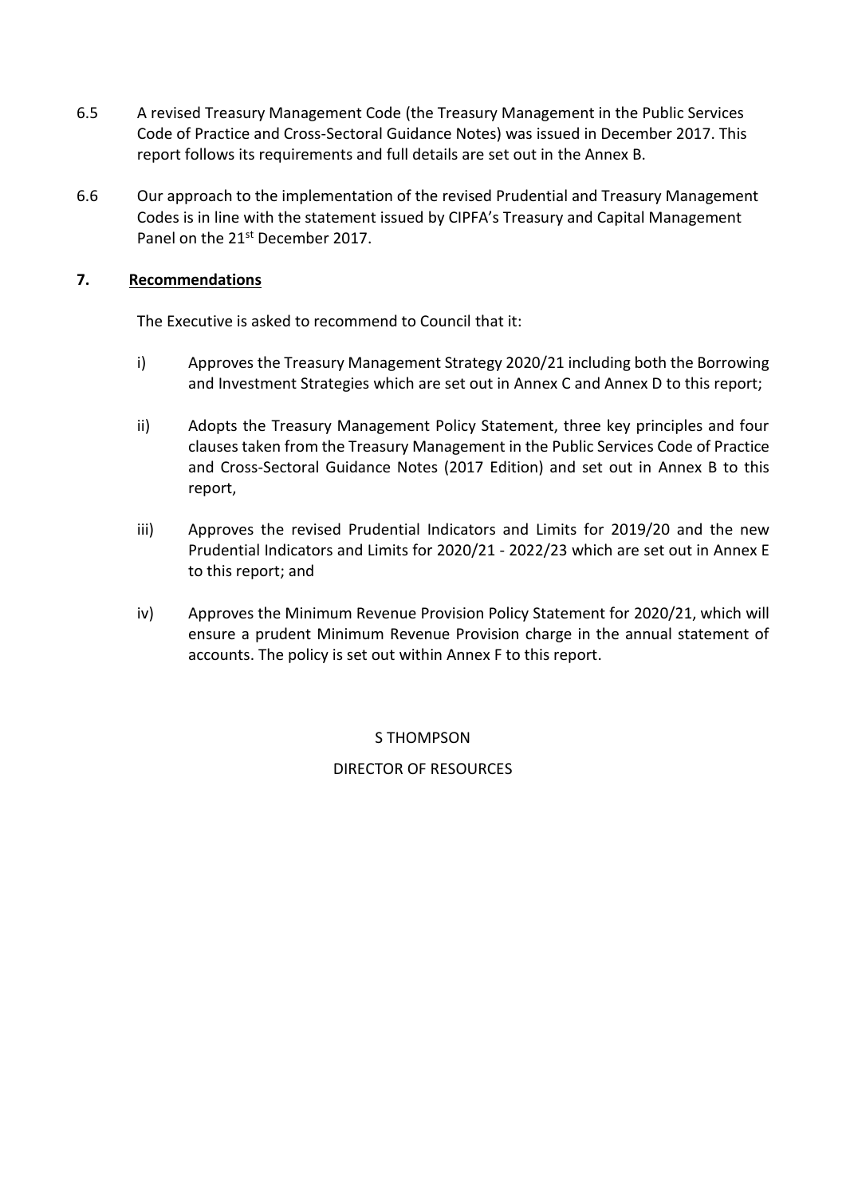6.5 A revised Treasury Management Code (the Treasury Management in the Public Services Code of Practice and Cross-Sectoral Guidance Notes) was issued in December 2017. This report follows its requirements and full details are set out in the Annex B.

6.6 Our approach to the implementation of the revised Prudential and Treasury Management Codes is in line with the statement issued by CIPFA's Treasury and Capital Management Panel on the 21st December 2017.

## 7. Recommendations

The Executive is asked to recommend to Council that it:

i) Approves the Treasury Management Strategy 2020/21 including both the Borrowing and Investment Strategies which are set out in Annex C and Annex D to this report;

ii) Adopts the Treasury Management Policy Statement, three key principles and four clauses taken from the Treasury Management in the Public Services Code of Practice and Cross-Sectoral Guidance Notes (2017 Edition) and set out in Annex B to this report,

iii) Approves the revised Prudential Indicators and Limits for 2019/20 and the new Prudential Indicators and Limits for 2020/21 - 2022/23 which are set out in Annex E to this report; and

iv) Approves the Minimum Revenue Provision Policy Statement for 2020/21, which will ensure a prudent Minimum Revenue Provision charge in the annual statement of accounts. The policy is set out within Annex F to this report.

S THOMPSON

DIRECTOR OF RESOURCES